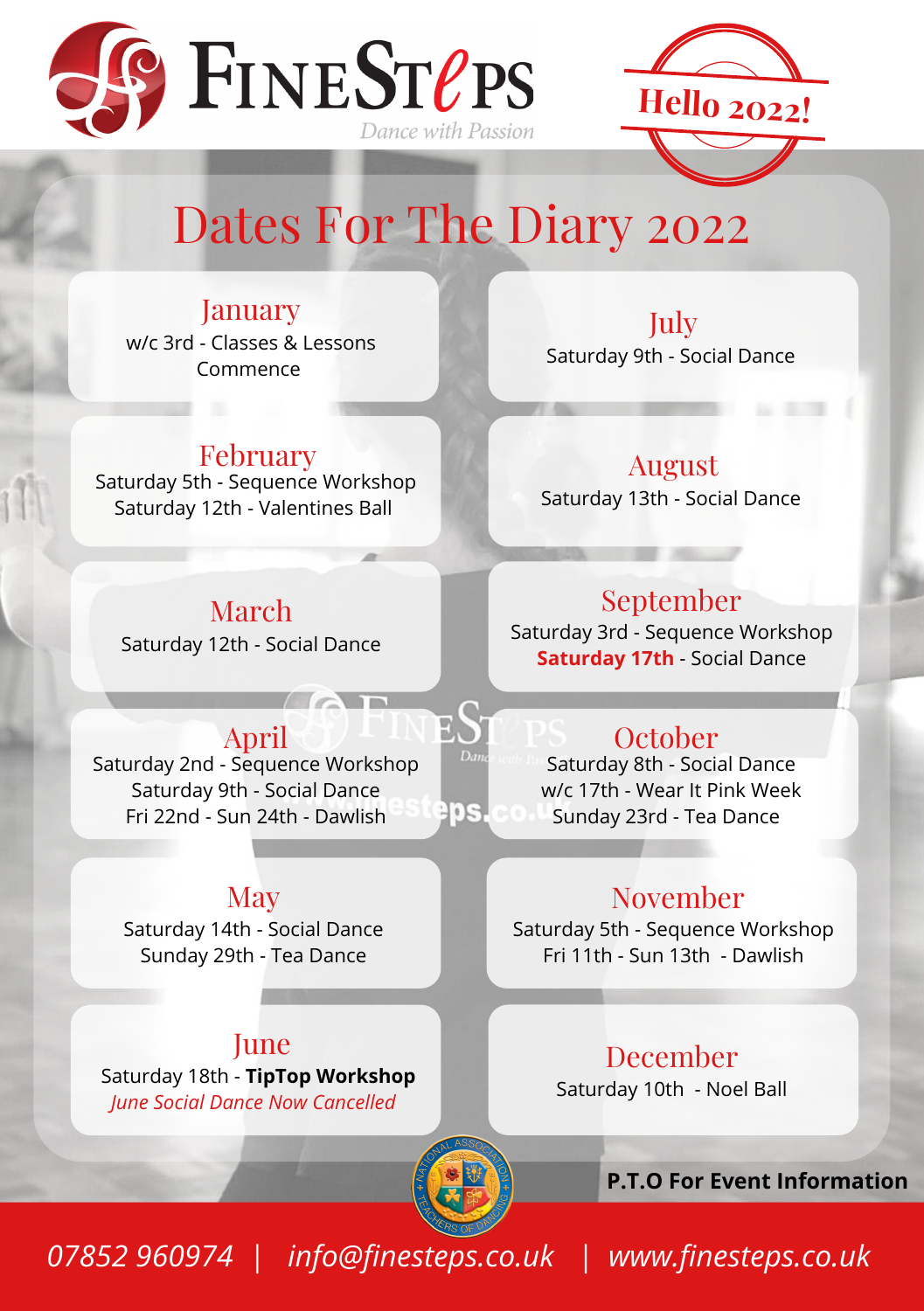**FineSteps** *Dance with Passion*

**Hello 2022!**

# Dates For The Diary 2022

## January
w/c 3rd - Classes & Lessons Commence

## February
Saturday 5th - Sequence Workshop
Saturday 12th - Valentines Ball

## March
Saturday 12th - Social Dance

## April
Saturday 2nd - Sequence Workshop
Saturday 9th - Social Dance
Fri 22nd - Sun 24th - Dawlish

## May
Saturday 14th - Social Dance
Sunday 29th - Tea Dance

## June
Saturday 18th - **TipTop Workshop**
*June Social Dance Now Cancelled*

## July
Saturday 9th - Social Dance

## August
Saturday 13th - Social Dance

## September
Saturday 3rd - Sequence Workshop
**Saturday 17th** - Social Dance

## October
Saturday 8th - Social Dance
w/c 17th - Wear It Pink Week
Sunday 23rd - Tea Dance

## November
Saturday 5th - Sequence Workshop
Fri 11th - Sun 13th - Dawlish

## December
Saturday 10th - Noel Ball

**P.T.O For Event Information**

*07852 960974 | info@finesteps.co.uk | www.finesteps.co.uk*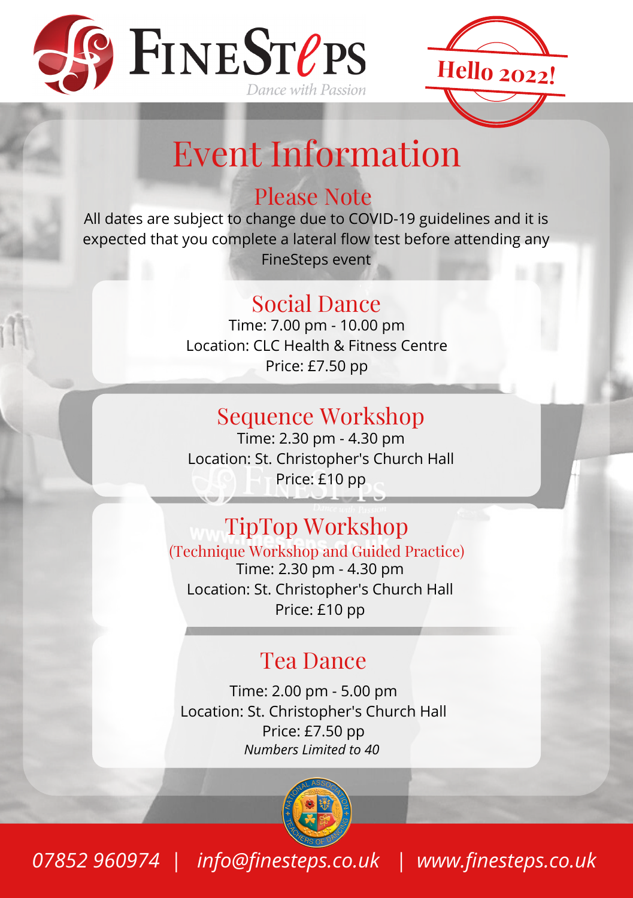FineSteps
*Dance with Passion*

Hello 2022!

# Event Information

## Please Note

All dates are subject to change due to COVID-19 guidelines and it is expected that you complete a lateral flow test before attending any FineSteps event

## Social Dance

Time: 7.00 pm - 10.00 pm
Location: CLC Health & Fitness Centre
Price: £7.50 pp

## Sequence Workshop

Time: 2.30 pm - 4.30 pm
Location: St. Christopher's Church Hall
Price: £10 pp

## TipTop Workshop

(Technique Workshop and Guided Practice)
Time: 2.30 pm - 4.30 pm
Location: St. Christopher's Church Hall
Price: £10 pp

## Tea Dance

Time: 2.00 pm - 5.00 pm
Location: St. Christopher's Church Hall
Price: £7.50 pp
*Numbers Limited to 40*

*07852 960974 | info@finesteps.co.uk | www.finesteps.co.uk*